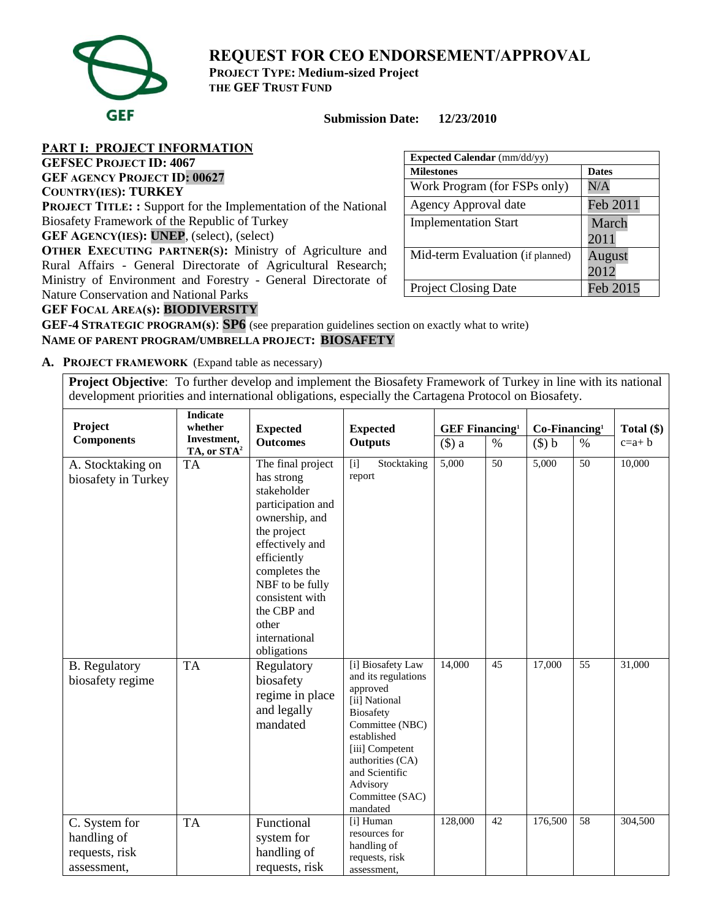# REQUEST FOR CEO ENDORSEMENT/APPROVAL

**PROJECT TYPE: Medium-sized Project**
**THE GEF TRUST FUND**

**Submission Date: 12/23/2010**

## PART I: PROJECT INFORMATION

**GEFSEC PROJECT ID: 4067**
**GEF AGENCY PROJECT ID: 00627**
**COUNTRY(IES): TURKEY**
**PROJECT TITLE: :** Support for the Implementation of the National Biosafety Framework of the Republic of Turkey
**GEF AGENCY(IES): UNEP**, (select), (select)
**OTHER EXECUTING PARTNER(S):** Ministry of Agriculture and Rural Affairs - General Directorate of Agricultural Research; Ministry of Environment and Forestry - General Directorate of Nature Conservation and National Parks
**GEF FOCAL AREA(S): BIODIVERSITY**
**GEF-4 STRATEGIC PROGRAM(S)**: **SP6** (see preparation guidelines section on exactly what to write)
**NAME OF PARENT PROGRAM/UMBRELLA PROJECT: BIOSAFETY**

| Expected Calendar (mm/dd/yy) | |
|---|---|
| **Milestones** | **Dates** |
| Work Program (for FSPs only) | N/A |
| Agency Approval date | Feb 2011 |
| Implementation Start | March 2011 |
| Mid-term Evaluation (if planned) | August 2012 |
| Project Closing Date | Feb 2015 |

**A. PROJECT FRAMEWORK** (Expand table as necessary)

**Project Objective**: To further develop and implement the Biosafety Framework of Turkey in line with its national development priorities and international obligations, especially the Cartagena Protocol on Biosafety.

| Project Components | Indicate whether Investment, TA, or STA[2] | Expected Outcomes | Expected Outputs | GEF Financing[1] | | Co-Financing[1] | | Total ($) |
|---|---|---|---|---|---|---|---|---|
| | | | | ($) a | % | ($) b | % | c=a+ b |
| A. Stocktaking on biosafety in Turkey | TA | The final project has strong stakeholder participation and ownership, and the project effectively and efficiently completes the NBF to be fully consistent with the CBP and other international obligations | [i] Stocktaking report | 5,000 | 50 | 5,000 | 50 | 10,000 |
| B. Regulatory biosafety regime | TA | Regulatory biosafety regime in place and legally mandated | [i] Biosafety Law and its regulations approved [ii] National Biosafety Committee (NBC) established [iii] Competent authorities (CA) and Scientific Advisory Committee (SAC) mandated | 14,000 | 45 | 17,000 | 55 | 31,000 |
| C. System for handling of requests, risk assessment, | TA | Functional system for handling of requests, risk | [i] Human resources for handling of requests, risk assessment, | 128,000 | 42 | 176,500 | 58 | 304,500 |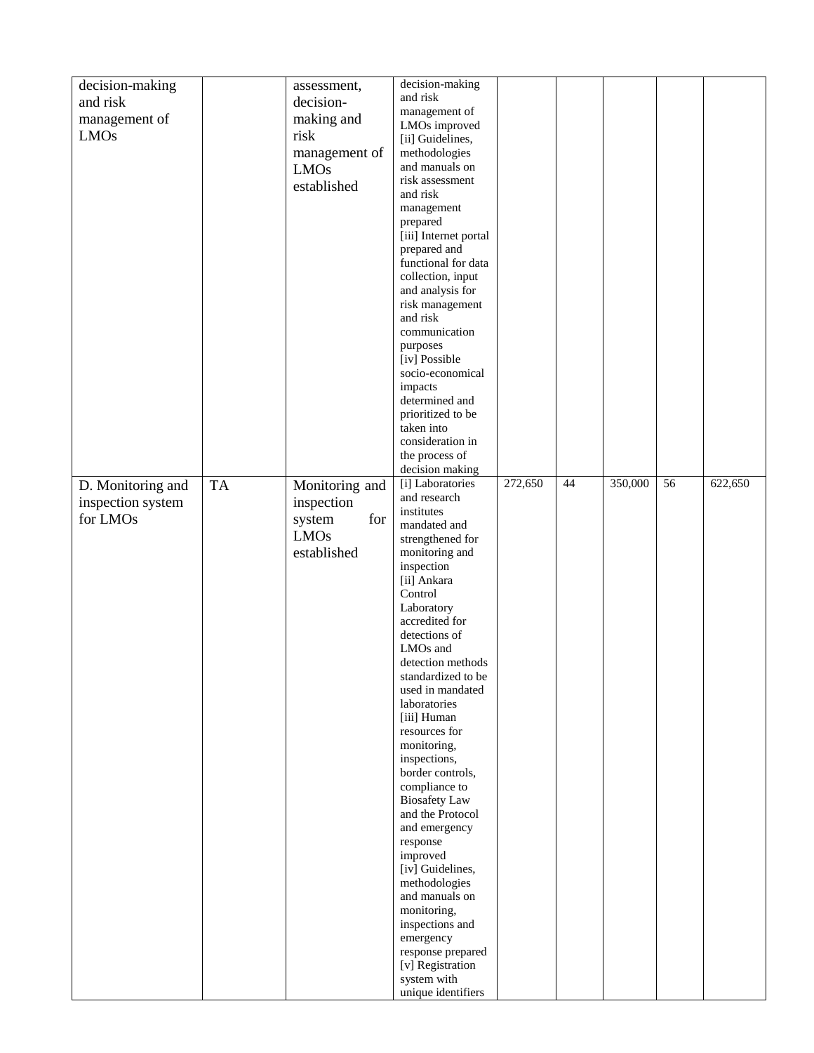| | | | | | | | | |
|---|---|---|---|---|---|---|---|---|
| decision-making and risk management of LMOs | | assessment, decision-making and risk management of LMOs established | decision-making and risk management of LMOs improved [ii] Guidelines, methodologies and manuals on risk assessment and risk management prepared [iii] Internet portal prepared and functional for data collection, input and analysis for risk management and risk communication purposes [iv] Possible socio-economical impacts determined and prioritized to be taken into consideration in the process of decision making | | | | | |
| D. Monitoring and inspection system for LMOs | TA | Monitoring and inspection system for LMOs established | [i] Laboratories and research institutes mandated and strengthened for monitoring and inspection [ii] Ankara Control Laboratory accredited for detections of LMOs and detection methods standardized to be used in mandated laboratories [iii] Human resources for monitoring, inspections, border controls, compliance to Biosafety Law and the Protocol and emergency response improved [iv] Guidelines, methodologies and manuals on monitoring, inspections and emergency response prepared [v] Registration system with unique identifiers | 272,650 | 44 | 350,000 | 56 | 622,650 |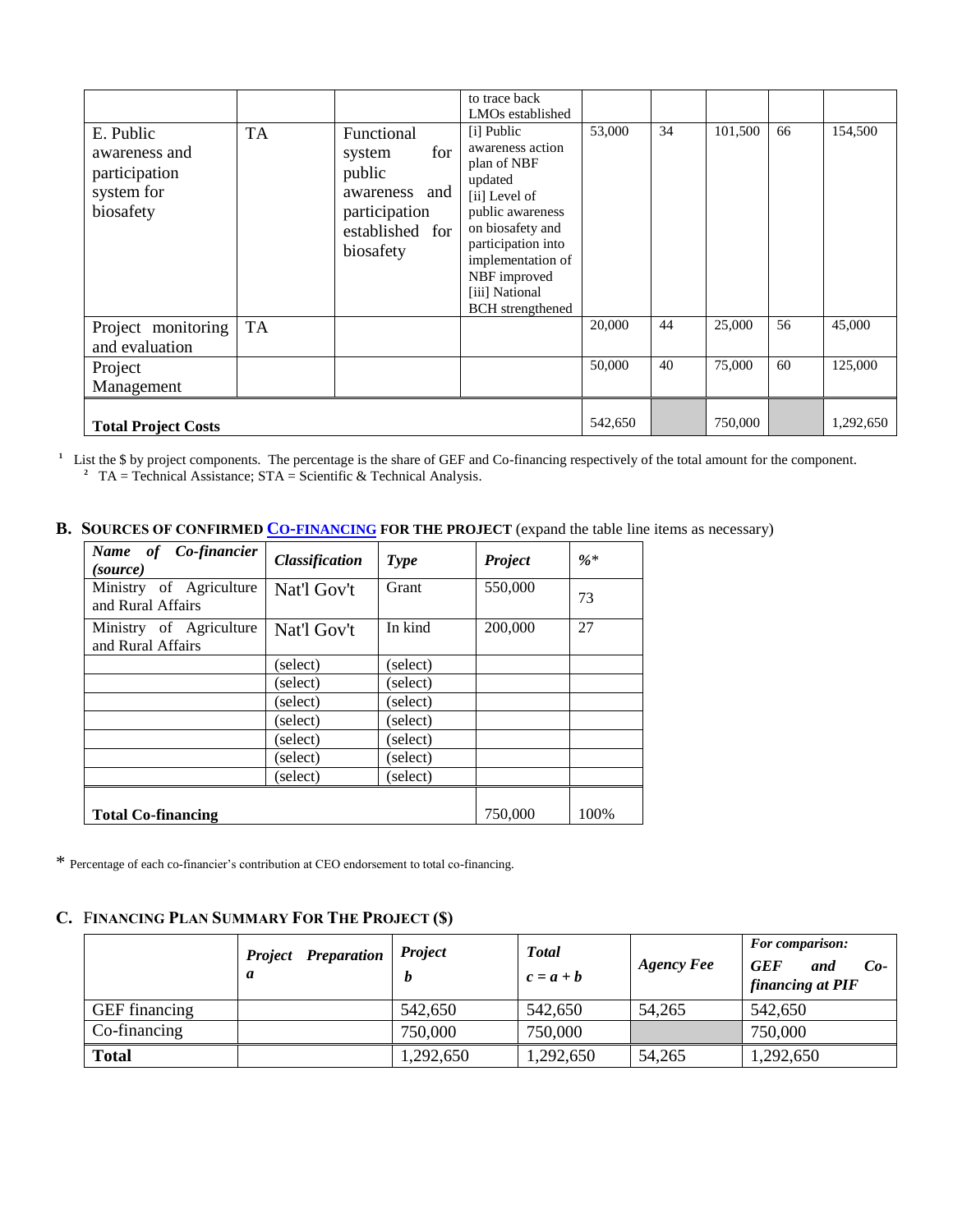| | | | to trace back LMOs established | | | | | |
|---|---|---|---|---|---|---|---|---|
| E. Public awareness and participation system for biosafety | TA | Functional system for public awareness and participation established for biosafety | [i] Public awareness action plan of NBF updated [ii] Level of public awareness on biosafety and participation into implementation of NBF improved [iii] National BCH strengthened | 53,000 | 34 | 101,500 | 66 | 154,500 |
| Project monitoring and evaluation | TA | | | 20,000 | 44 | 25,000 | 56 | 45,000 |
| Project Management | | | | 50,000 | 40 | 75,000 | 60 | 125,000 |
| **Total Project Costs** | | | | 542,650 | | 750,000 | | 1,292,650 |

[1] List the $ by project components. The percentage is the share of GEF and Co-financing respectively of the total amount for the component.
[2] TA = Technical Assistance; STA = Scientific & Technical Analysis.

## B. SOURCES OF CONFIRMED CO-FINANCING FOR THE PROJECT (expand the table line items as necessary)

| *Name of Co-financier (source)* | *Classification* | *Type* | *Project* | *%\** |
|---|---|---|---|---|
| Ministry of Agriculture and Rural Affairs | Nat'l Gov't | Grant | 550,000 | 73 |
| Ministry of Agriculture and Rural Affairs | Nat'l Gov't | In kind | 200,000 | 27 |
| | (select) | (select) | | |
| | (select) | (select) | | |
| | (select) | (select) | | |
| | (select) | (select) | | |
| | (select) | (select) | | |
| | (select) | (select) | | |
| | (select) | (select) | | |
| **Total Co-financing** | | | 750,000 | 100% |

\* Percentage of each co-financier's contribution at CEO endorsement to total co-financing.

## C. FINANCING PLAN SUMMARY FOR THE PROJECT ($)

| | *Project Preparation a* | *Project b* | *Total c = a + b* | *Agency Fee* | *For comparison: GEF and Co-financing at PIF* |
|---|---|---|---|---|---|
| GEF financing | | 542,650 | 542,650 | 54,265 | 542,650 |
| Co-financing | | 750,000 | 750,000 | | 750,000 |
| **Total** | | 1,292,650 | 1,292,650 | 54,265 | 1,292,650 |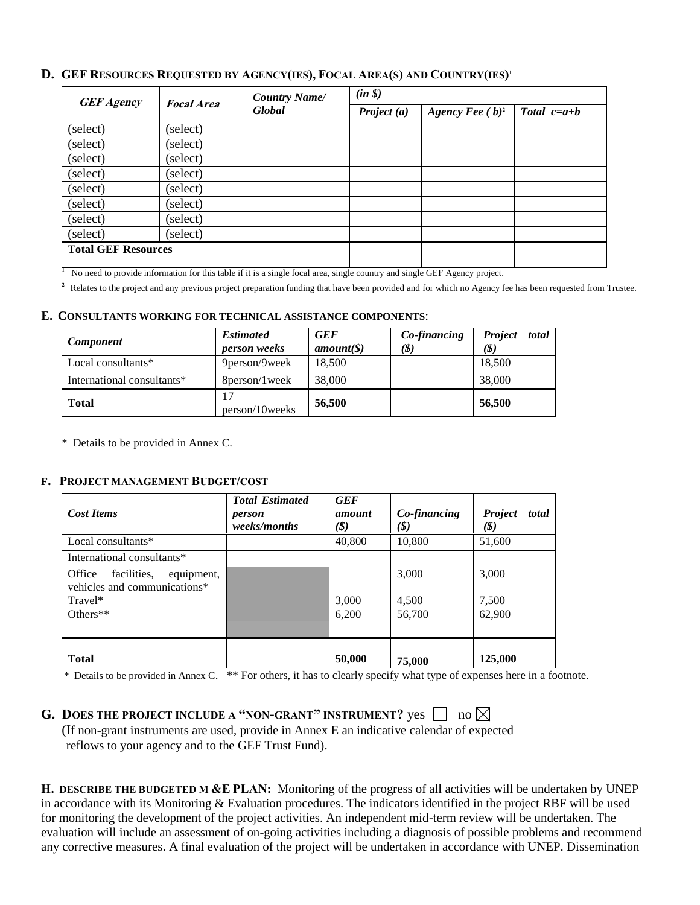## D. GEF Resources Requested by Agency(ies), Focal Area(s) and Country(ies)[1]

| *GEF Agency* | *Focal Area* | *Country Name/ Global* | *(in $)* | | |
|---|---|---|---|---|---|
| | | | *Project (a)* | *Agency Fee ( b)*[2] | *Total c=a+b* |
| (select) | (select) | | | | |
| (select) | (select) | | | | |
| (select) | (select) | | | | |
| (select) | (select) | | | | |
| (select) | (select) | | | | |
| (select) | (select) | | | | |
| (select) | (select) | | | | |
| (select) | (select) | | | | |
| **Total GEF Resources** | | | | | |

[1] No need to provide information for this table if it is a single focal area, single country and single GEF Agency project.

[2] Relates to the project and any previous project preparation funding that have been provided and for which no Agency fee has been requested from Trustee.

## E. Consultants working for technical assistance components:

| *Component* | *Estimated person weeks* | *GEF amount($)* | *Co-financing ($)* | *Project total ($)* |
|---|---|---|---|---|
| Local consultants* | 9person/9week | 18,500 | | 18,500 |
| International consultants* | 8person/1week | 38,000 | | 38,000 |
| **Total** | 17 person/10weeks | **56,500** | | **56,500** |

\* Details to be provided in Annex C.

## F. Project management Budget/cost

| *Cost Items* | *Total Estimated person weeks/months* | *GEF amount ($)* | *Co-financing ($)* | *Project total ($)* |
|---|---|---|---|---|
| Local consultants* | | 40,800 | 10,800 | 51,600 |
| International consultants* | | | | |
| Office facilities, equipment, vehicles and communications* | | | 3,000 | 3,000 |
| Travel* | | 3,000 | 4,500 | 7,500 |
| Others** | | 6,200 | 56,700 | 62,900 |
| | | | | |
| **Total** | | **50,000** | **75,000** | **125,000** |

\* Details to be provided in Annex C. ** For others, it has to clearly specify what type of expenses here in a footnote.

## G. Does the project include a "non-grant" instrument? yes ☐ no ☒

(If non-grant instruments are used, provide in Annex E an indicative calendar of expected reflows to your agency and to the GEF Trust Fund).

**H. Describe the budgeted M &E plan:** Monitoring of the progress of all activities will be undertaken by UNEP in accordance with its Monitoring & Evaluation procedures. The indicators identified in the project RBF will be used for monitoring the development of the project activities. An independent mid-term review will be undertaken. The evaluation will include an assessment of on-going activities including a diagnosis of possible problems and recommend any corrective measures. A final evaluation of the project will be undertaken in accordance with UNEP. Dissemination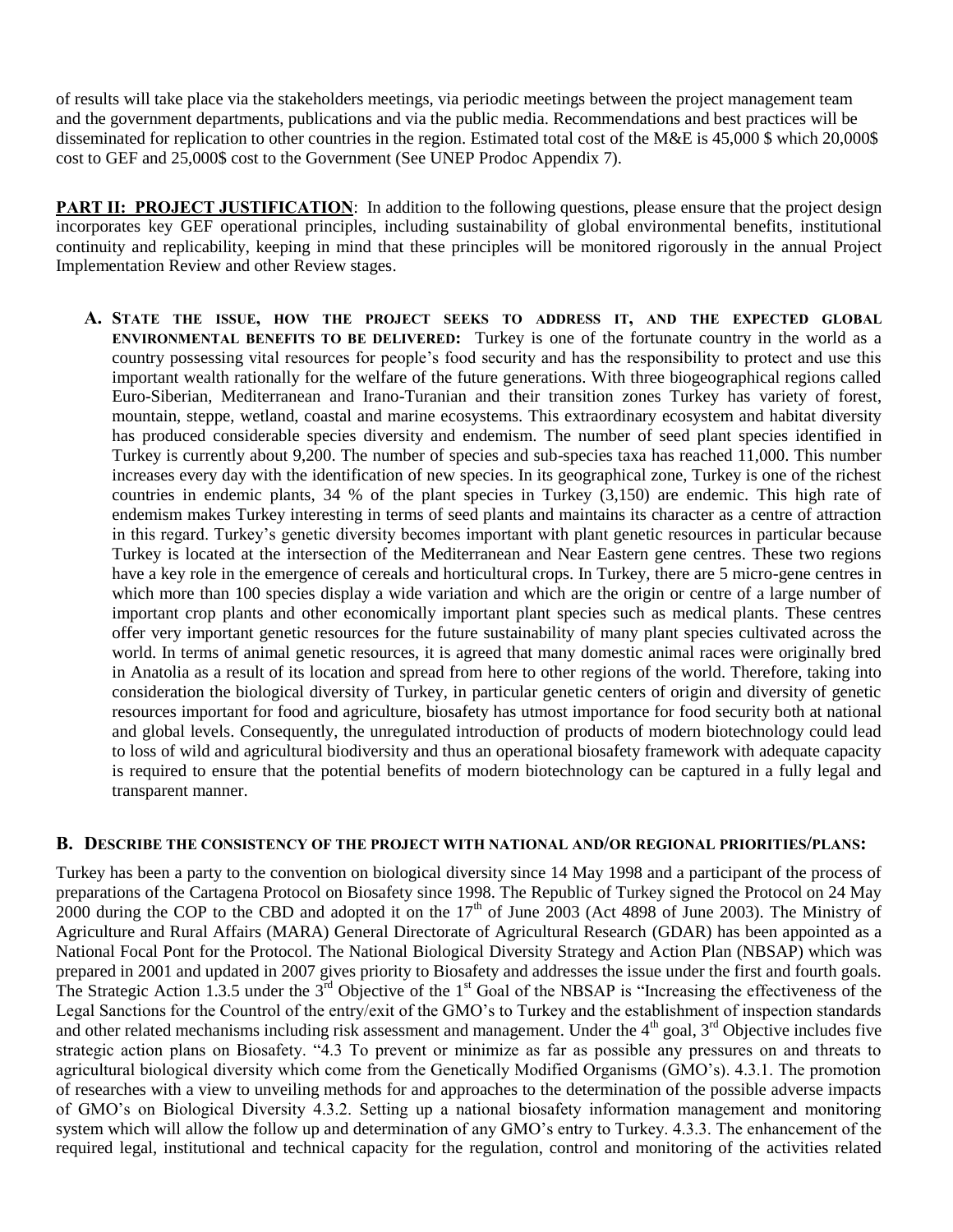of results will take place via the stakeholders meetings, via periodic meetings between the project management team and the government departments, publications and via the public media. Recommendations and best practices will be disseminated for replication to other countries in the region. Estimated total cost of the M&E is 45,000 $ which 20,000$ cost to GEF and 25,000$ cost to the Government (See UNEP Prodoc Appendix 7).

**PART II: PROJECT JUSTIFICATION**: In addition to the following questions, please ensure that the project design incorporates key GEF operational principles, including sustainability of global environmental benefits, institutional continuity and replicability, keeping in mind that these principles will be monitored rigorously in the annual Project Implementation Review and other Review stages.

**A. STATE THE ISSUE, HOW THE PROJECT SEEKS TO ADDRESS IT, AND THE EXPECTED GLOBAL ENVIRONMENTAL BENEFITS TO BE DELIVERED:** Turkey is one of the fortunate country in the world as a country possessing vital resources for people's food security and has the responsibility to protect and use this important wealth rationally for the welfare of the future generations. With three biogeographical regions called Euro-Siberian, Mediterranean and Irano-Turanian and their transition zones Turkey has variety of forest, mountain, steppe, wetland, coastal and marine ecosystems. This extraordinary ecosystem and habitat diversity has produced considerable species diversity and endemism. The number of seed plant species identified in Turkey is currently about 9,200. The number of species and sub-species taxa has reached 11,000. This number increases every day with the identification of new species. In its geographical zone, Turkey is one of the richest countries in endemic plants, 34 % of the plant species in Turkey (3,150) are endemic. This high rate of endemism makes Turkey interesting in terms of seed plants and maintains its character as a centre of attraction in this regard. Turkey's genetic diversity becomes important with plant genetic resources in particular because Turkey is located at the intersection of the Mediterranean and Near Eastern gene centres. These two regions have a key role in the emergence of cereals and horticultural crops. In Turkey, there are 5 micro-gene centres in which more than 100 species display a wide variation and which are the origin or centre of a large number of important crop plants and other economically important plant species such as medical plants. These centres offer very important genetic resources for the future sustainability of many plant species cultivated across the world. In terms of animal genetic resources, it is agreed that many domestic animal races were originally bred in Anatolia as a result of its location and spread from here to other regions of the world. Therefore, taking into consideration the biological diversity of Turkey, in particular genetic centers of origin and diversity of genetic resources important for food and agriculture, biosafety has utmost importance for food security both at national and global levels. Consequently, the unregulated introduction of products of modern biotechnology could lead to loss of wild and agricultural biodiversity and thus an operational biosafety framework with adequate capacity is required to ensure that the potential benefits of modern biotechnology can be captured in a fully legal and transparent manner.

**B. DESCRIBE THE CONSISTENCY OF THE PROJECT WITH NATIONAL AND/OR REGIONAL PRIORITIES/PLANS:**

Turkey has been a party to the convention on biological diversity since 14 May 1998 and a participant of the process of preparations of the Cartagena Protocol on Biosafety since 1998. The Republic of Turkey signed the Protocol on 24 May 2000 during the COP to the CBD and adopted it on the 17th of June 2003 (Act 4898 of June 2003). The Ministry of Agriculture and Rural Affairs (MARA) General Directorate of Agricultural Research (GDAR) has been appointed as a National Focal Pont for the Protocol. The National Biological Diversity Strategy and Action Plan (NBSAP) which was prepared in 2001 and updated in 2007 gives priority to Biosafety and addresses the issue under the first and fourth goals. The Strategic Action 1.3.5 under the 3rd Objective of the 1st Goal of the NBSAP is "Increasing the effectiveness of the Legal Sanctions for the Countrol of the entry/exit of the GMO's to Turkey and the establishment of inspection standards and other related mechanisms including risk assessment and management. Under the 4th goal, 3rd Objective includes five strategic action plans on Biosafety. "4.3 To prevent or minimize as far as possible any pressures on and threats to agricultural biological diversity which come from the Genetically Modified Organisms (GMO's). 4.3.1. The promotion of researches with a view to unveiling methods for and approaches to the determination of the possible adverse impacts of GMO's on Biological Diversity 4.3.2. Setting up a national biosafety information management and monitoring system which will allow the follow up and determination of any GMO's entry to Turkey. 4.3.3. The enhancement of the required legal, institutional and technical capacity for the regulation, control and monitoring of the activities related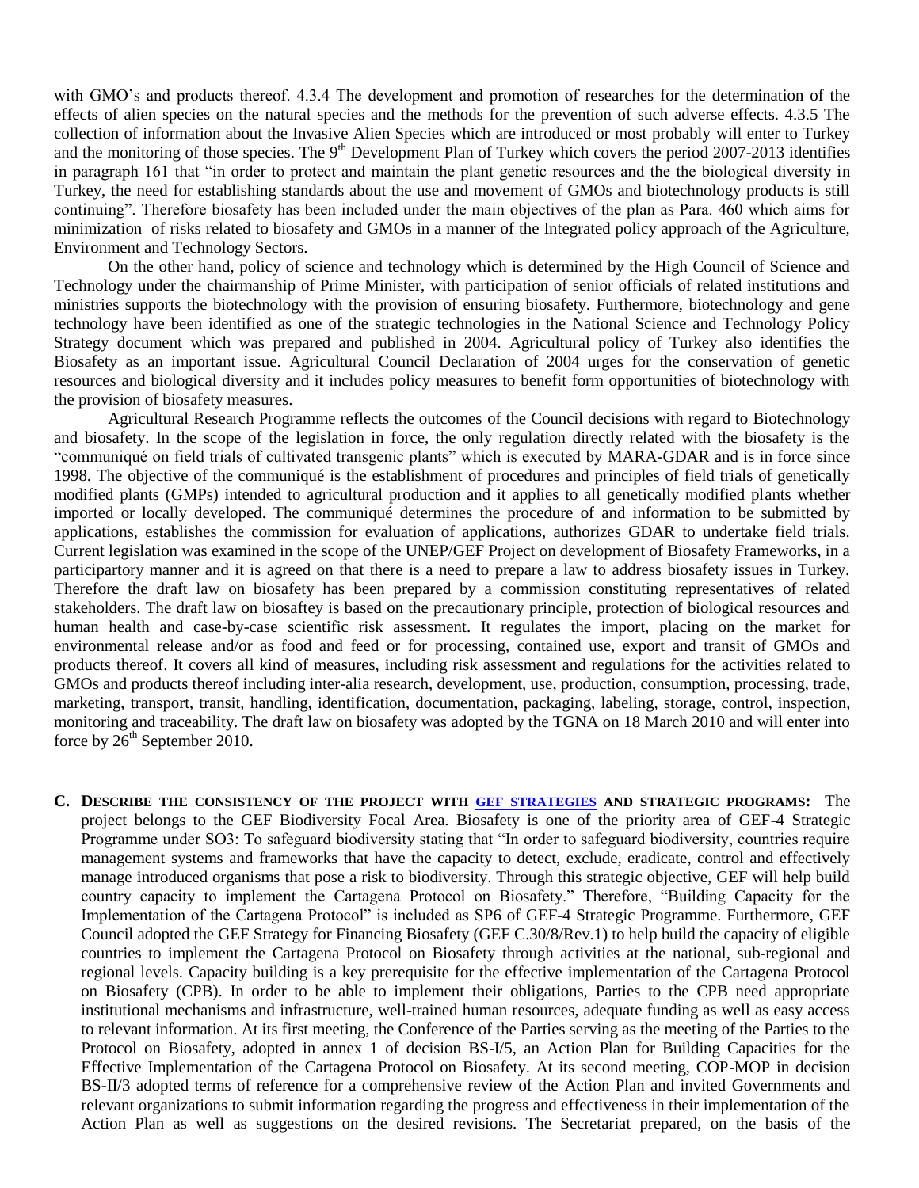with GMO's and products thereof. 4.3.4 The development and promotion of researches for the determination of the effects of alien species on the natural species and the methods for the prevention of such adverse effects. 4.3.5 The collection of information about the Invasive Alien Species which are introduced or most probably will enter to Turkey and the monitoring of those species. The 9th Development Plan of Turkey which covers the period 2007-2013 identifies in paragraph 161 that "in order to protect and maintain the plant genetic resources and the the biological diversity in Turkey, the need for establishing standards about the use and movement of GMOs and biotechnology products is still continuing". Therefore biosafety has been included under the main objectives of the plan as Para. 460 which aims for minimization of risks related to biosafety and GMOs in a manner of the Integrated policy approach of the Agriculture, Environment and Technology Sectors.

On the other hand, policy of science and technology which is determined by the High Council of Science and Technology under the chairmanship of Prime Minister, with participation of senior officials of related institutions and ministries supports the biotechnology with the provision of ensuring biosafety. Furthermore, biotechnology and gene technology have been identified as one of the strategic technologies in the National Science and Technology Policy Strategy document which was prepared and published in 2004. Agricultural policy of Turkey also identifies the Biosafety as an important issue. Agricultural Council Declaration of 2004 urges for the conservation of genetic resources and biological diversity and it includes policy measures to benefit form opportunities of biotechnology with the provision of biosafety measures.

Agricultural Research Programme reflects the outcomes of the Council decisions with regard to Biotechnology and biosafety. In the scope of the legislation in force, the only regulation directly related with the biosafety is the "communiqué on field trials of cultivated transgenic plants" which is executed by MARA-GDAR and is in force since 1998. The objective of the communiqué is the establishment of procedures and principles of field trials of genetically modified plants (GMPs) intended to agricultural production and it applies to all genetically modified plants whether imported or locally developed. The communiqué determines the procedure of and information to be submitted by applications, establishes the commission for evaluation of applications, authorizes GDAR to undertake field trials. Current legislation was examined in the scope of the UNEP/GEF Project on development of Biosafety Frameworks, in a participartory manner and it is agreed on that there is a need to prepare a law to address biosafety issues in Turkey. Therefore the draft law on biosafety has been prepared by a commission constituting representatives of related stakeholders. The draft law on biosaftey is based on the precautionary principle, protection of biological resources and human health and case-by-case scientific risk assessment. It regulates the import, placing on the market for environmental release and/or as food and feed or for processing, contained use, export and transit of GMOs and products thereof. It covers all kind of measures, including risk assessment and regulations for the activities related to GMOs and products thereof including inter-alia research, development, use, production, consumption, processing, trade, marketing, transport, transit, handling, identification, documentation, packaging, labeling, storage, control, inspection, monitoring and traceability. The draft law on biosafety was adopted by the TGNA on 18 March 2010 and will enter into force by 26th September 2010.

**C. DESCRIBE THE CONSISTENCY OF THE PROJECT WITH GEF STRATEGIES AND STRATEGIC PROGRAMS:** The project belongs to the GEF Biodiversity Focal Area. Biosafety is one of the priority area of GEF-4 Strategic Programme under SO3: To safeguard biodiversity stating that "In order to safeguard biodiversity, countries require management systems and frameworks that have the capacity to detect, exclude, eradicate, control and effectively manage introduced organisms that pose a risk to biodiversity. Through this strategic objective, GEF will help build country capacity to implement the Cartagena Protocol on Biosafety." Therefore, "Building Capacity for the Implementation of the Cartagena Protocol" is included as SP6 of GEF-4 Strategic Programme. Furthermore, GEF Council adopted the GEF Strategy for Financing Biosafety (GEF C.30/8/Rev.1) to help build the capacity of eligible countries to implement the Cartagena Protocol on Biosafety through activities at the national, sub-regional and regional levels. Capacity building is a key prerequisite for the effective implementation of the Cartagena Protocol on Biosafety (CPB). In order to be able to implement their obligations, Parties to the CPB need appropriate institutional mechanisms and infrastructure, well-trained human resources, adequate funding as well as easy access to relevant information. At its first meeting, the Conference of the Parties serving as the meeting of the Parties to the Protocol on Biosafety, adopted in annex 1 of decision BS-I/5, an Action Plan for Building Capacities for the Effective Implementation of the Cartagena Protocol on Biosafety. At its second meeting, COP-MOP in decision BS-II/3 adopted terms of reference for a comprehensive review of the Action Plan and invited Governments and relevant organizations to submit information regarding the progress and effectiveness in their implementation of the Action Plan as well as suggestions on the desired revisions. The Secretariat prepared, on the basis of the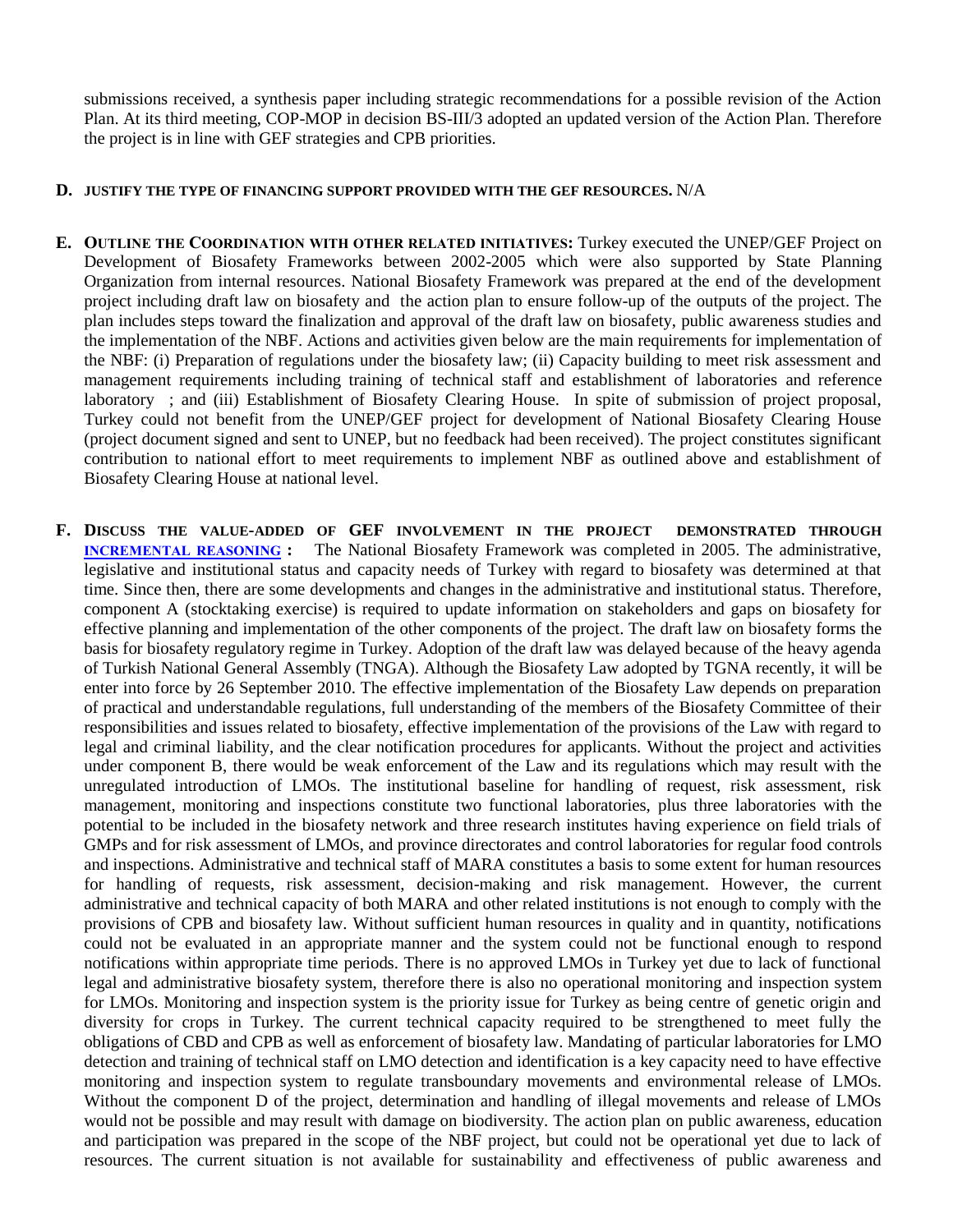submissions received, a synthesis paper including strategic recommendations for a possible revision of the Action Plan. At its third meeting, COP-MOP in decision BS-III/3 adopted an updated version of the Action Plan. Therefore the project is in line with GEF strategies and CPB priorities.

**D. JUSTIFY THE TYPE OF FINANCING SUPPORT PROVIDED WITH THE GEF RESOURCES.** N/A

**E. OUTLINE THE COORDINATION WITH OTHER RELATED INITIATIVES:** Turkey executed the UNEP/GEF Project on Development of Biosafety Frameworks between 2002-2005 which were also supported by State Planning Organization from internal resources. National Biosafety Framework was prepared at the end of the development project including draft law on biosafety and the action plan to ensure follow-up of the outputs of the project. The plan includes steps toward the finalization and approval of the draft law on biosafety, public awareness studies and the implementation of the NBF. Actions and activities given below are the main requirements for implementation of the NBF: (i) Preparation of regulations under the biosafety law; (ii) Capacity building to meet risk assessment and management requirements including training of technical staff and establishment of laboratories and reference laboratory ; and (iii) Establishment of Biosafety Clearing House. In spite of submission of project proposal, Turkey could not benefit from the UNEP/GEF project for development of National Biosafety Clearing House (project document signed and sent to UNEP, but no feedback had been received). The project constitutes significant contribution to national effort to meet requirements to implement NBF as outlined above and establishment of Biosafety Clearing House at national level.

**F. DISCUSS THE VALUE-ADDED OF GEF INVOLVEMENT IN THE PROJECT DEMONSTRATED THROUGH INCREMENTAL REASONING :** The National Biosafety Framework was completed in 2005. The administrative, legislative and institutional status and capacity needs of Turkey with regard to biosafety was determined at that time. Since then, there are some developments and changes in the administrative and institutional status. Therefore, component A (stocktaking exercise) is required to update information on stakeholders and gaps on biosafety for effective planning and implementation of the other components of the project. The draft law on biosafety forms the basis for biosafety regulatory regime in Turkey. Adoption of the draft law was delayed because of the heavy agenda of Turkish National General Assembly (TNGA). Although the Biosafety Law adopted by TGNA recently, it will be enter into force by 26 September 2010. The effective implementation of the Biosafety Law depends on preparation of practical and understandable regulations, full understanding of the members of the Biosafety Committee of their responsibilities and issues related to biosafety, effective implementation of the provisions of the Law with regard to legal and criminal liability, and the clear notification procedures for applicants. Without the project and activities under component B, there would be weak enforcement of the Law and its regulations which may result with the unregulated introduction of LMOs. The institutional baseline for handling of request, risk assessment, risk management, monitoring and inspections constitute two functional laboratories, plus three laboratories with the potential to be included in the biosafety network and three research institutes having experience on field trials of GMPs and for risk assessment of LMOs, and province directorates and control laboratories for regular food controls and inspections. Administrative and technical staff of MARA constitutes a basis to some extent for human resources for handling of requests, risk assessment, decision-making and risk management. However, the current administrative and technical capacity of both MARA and other related institutions is not enough to comply with the provisions of CPB and biosafety law. Without sufficient human resources in quality and in quantity, notifications could not be evaluated in an appropriate manner and the system could not be functional enough to respond notifications within appropriate time periods. There is no approved LMOs in Turkey yet due to lack of functional legal and administrative biosafety system, therefore there is also no operational monitoring and inspection system for LMOs. Monitoring and inspection system is the priority issue for Turkey as being centre of genetic origin and diversity for crops in Turkey. The current technical capacity required to be strengthened to meet fully the obligations of CBD and CPB as well as enforcement of biosafety law. Mandating of particular laboratories for LMO detection and training of technical staff on LMO detection and identification is a key capacity need to have effective monitoring and inspection system to regulate transboundary movements and environmental release of LMOs. Without the component D of the project, determination and handling of illegal movements and release of LMOs would not be possible and may result with damage on biodiversity. The action plan on public awareness, education and participation was prepared in the scope of the NBF project, but could not be operational yet due to lack of resources. The current situation is not available for sustainability and effectiveness of public awareness and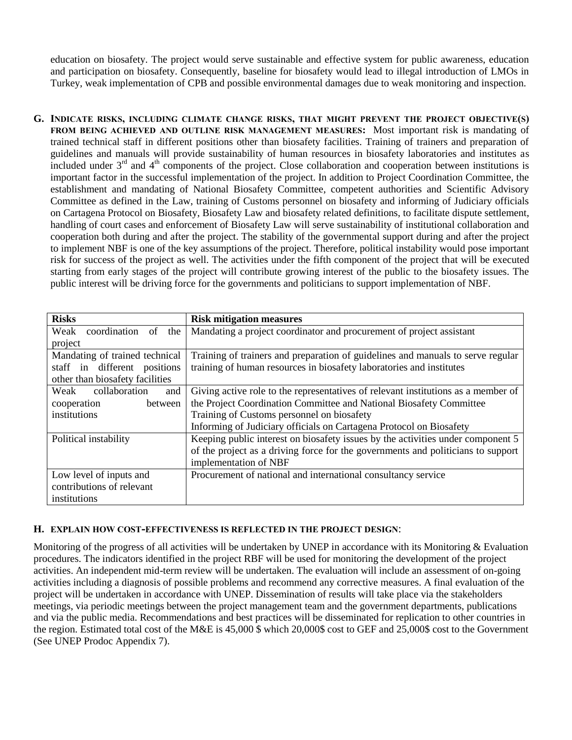education on biosafety. The project would serve sustainable and effective system for public awareness, education and participation on biosafety. Consequently, baseline for biosafety would lead to illegal introduction of LMOs in Turkey, weak implementation of CPB and possible environmental damages due to weak monitoring and inspection.

**G. INDICATE RISKS, INCLUDING CLIMATE CHANGE RISKS, THAT MIGHT PREVENT THE PROJECT OBJECTIVE(S) FROM BEING ACHIEVED AND OUTLINE RISK MANAGEMENT MEASURES:** Most important risk is mandating of trained technical staff in different positions other than biosafety facilities. Training of trainers and preparation of guidelines and manuals will provide sustainability of human resources in biosafety laboratories and institutes as included under 3rd and 4th components of the project. Close collaboration and cooperation between institutions is important factor in the successful implementation of the project. In addition to Project Coordination Committee, the establishment and mandating of National Biosafety Committee, competent authorities and Scientific Advisory Committee as defined in the Law, training of Customs personnel on biosafety and informing of Judiciary officials on Cartagena Protocol on Biosafety, Biosafety Law and biosafety related definitions, to facilitate dispute settlement, handling of court cases and enforcement of Biosafety Law will serve sustainability of institutional collaboration and cooperation both during and after the project. The stability of the governmental support during and after the project to implement NBF is one of the key assumptions of the project. Therefore, political instability would pose important risk for success of the project as well. The activities under the fifth component of the project that will be executed starting from early stages of the project will contribute growing interest of the public to the biosafety issues. The public interest will be driving force for the governments and politicians to support implementation of NBF.

| **Risks** | **Risk mitigation measures** |
|---|---|
| Weak coordination of the project | Mandating a project coordinator and procurement of project assistant |
| Mandating of trained technical staff in different positions other than biosafety facilities | Training of trainers and preparation of guidelines and manuals to serve regular training of human resources in biosafety laboratories and institutes |
| Weak collaboration and cooperation between institutions | Giving active role to the representatives of relevant institutions as a member of the Project Coordination Committee and National Biosafety Committee<br>Training of Customs personnel on biosafety<br>Informing of Judiciary officials on Cartagena Protocol on Biosafety |
| Political instability | Keeping public interest on biosafety issues by the activities under component 5 of the project as a driving force for the governments and politicians to support implementation of NBF |
| Low level of inputs and contributions of relevant institutions | Procurement of national and international consultancy service |

**H. EXPLAIN HOW COST-EFFECTIVENESS IS REFLECTED IN THE PROJECT DESIGN:**

Monitoring of the progress of all activities will be undertaken by UNEP in accordance with its Monitoring & Evaluation procedures. The indicators identified in the project RBF will be used for monitoring the development of the project activities. An independent mid-term review will be undertaken. The evaluation will include an assessment of on-going activities including a diagnosis of possible problems and recommend any corrective measures. A final evaluation of the project will be undertaken in accordance with UNEP. Dissemination of results will take place via the stakeholders meetings, via periodic meetings between the project management team and the government departments, publications and via the public media. Recommendations and best practices will be disseminated for replication to other countries in the region. Estimated total cost of the M&E is 45,000 $ which 20,000$ cost to GEF and 25,000$ cost to the Government (See UNEP Prodoc Appendix 7).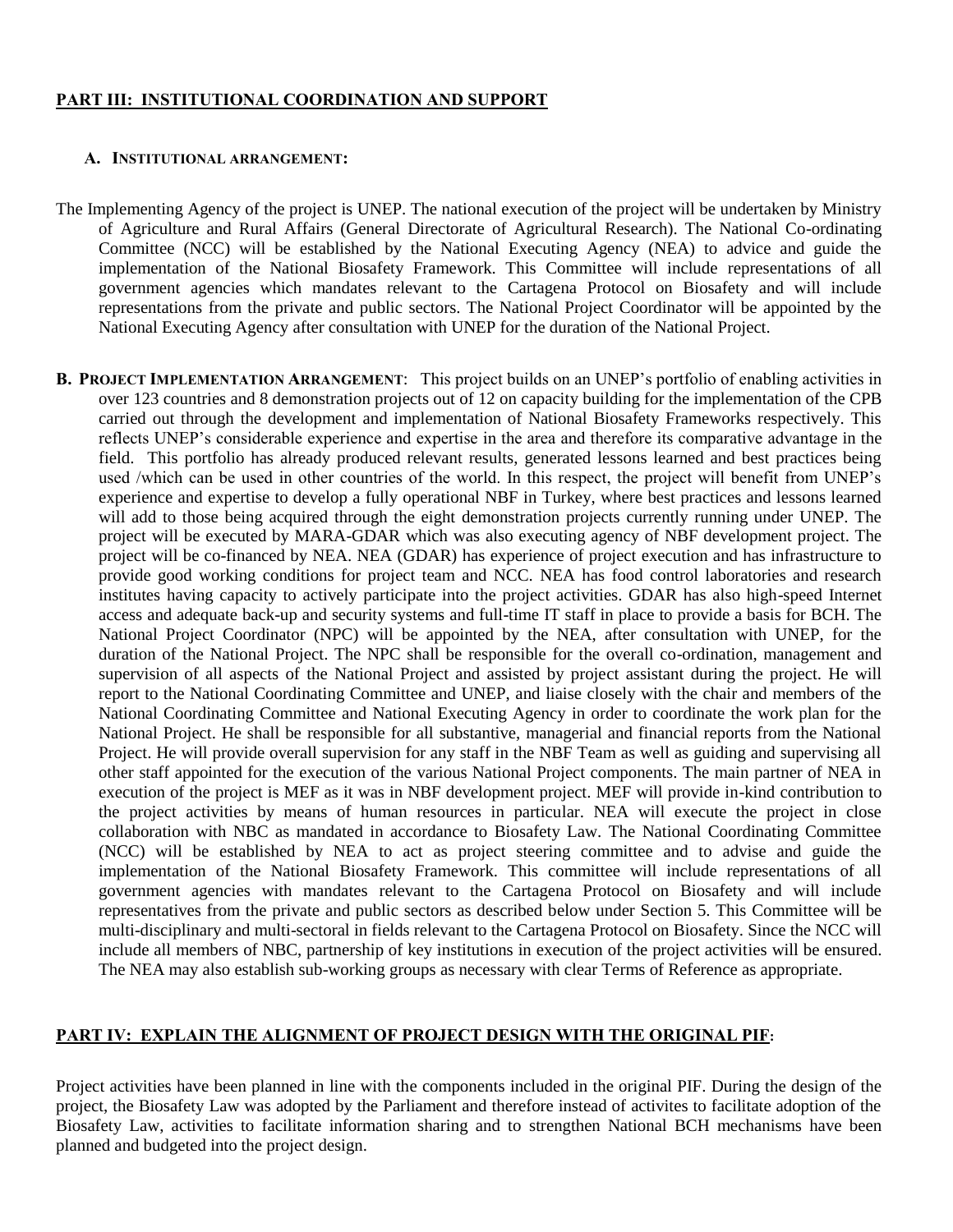## PART III: INSTITUTIONAL COORDINATION AND SUPPORT

### A. INSTITUTIONAL ARRANGEMENT:

The Implementing Agency of the project is UNEP. The national execution of the project will be undertaken by Ministry of Agriculture and Rural Affairs (General Directorate of Agricultural Research). The National Co-ordinating Committee (NCC) will be established by the National Executing Agency (NEA) to advice and guide the implementation of the National Biosafety Framework. This Committee will include representations of all government agencies which mandates relevant to the Cartagena Protocol on Biosafety and will include representations from the private and public sectors. The National Project Coordinator will be appointed by the National Executing Agency after consultation with UNEP for the duration of the National Project.

**B. PROJECT IMPLEMENTATION ARRANGEMENT**: This project builds on an UNEP's portfolio of enabling activities in over 123 countries and 8 demonstration projects out of 12 on capacity building for the implementation of the CPB carried out through the development and implementation of National Biosafety Frameworks respectively. This reflects UNEP's considerable experience and expertise in the area and therefore its comparative advantage in the field. This portfolio has already produced relevant results, generated lessons learned and best practices being used /which can be used in other countries of the world. In this respect, the project will benefit from UNEP's experience and expertise to develop a fully operational NBF in Turkey, where best practices and lessons learned will add to those being acquired through the eight demonstration projects currently running under UNEP. The project will be executed by MARA-GDAR which was also executing agency of NBF development project. The project will be co-financed by NEA. NEA (GDAR) has experience of project execution and has infrastructure to provide good working conditions for project team and NCC. NEA has food control laboratories and research institutes having capacity to actively participate into the project activities. GDAR has also high-speed Internet access and adequate back-up and security systems and full-time IT staff in place to provide a basis for BCH. The National Project Coordinator (NPC) will be appointed by the NEA, after consultation with UNEP, for the duration of the National Project. The NPC shall be responsible for the overall co-ordination, management and supervision of all aspects of the National Project and assisted by project assistant during the project. He will report to the National Coordinating Committee and UNEP, and liaise closely with the chair and members of the National Coordinating Committee and National Executing Agency in order to coordinate the work plan for the National Project. He shall be responsible for all substantive, managerial and financial reports from the National Project. He will provide overall supervision for any staff in the NBF Team as well as guiding and supervising all other staff appointed for the execution of the various National Project components. The main partner of NEA in execution of the project is MEF as it was in NBF development project. MEF will provide in-kind contribution to the project activities by means of human resources in particular. NEA will execute the project in close collaboration with NBC as mandated in accordance to Biosafety Law. The National Coordinating Committee (NCC) will be established by NEA to act as project steering committee and to advise and guide the implementation of the National Biosafety Framework. This committee will include representations of all government agencies with mandates relevant to the Cartagena Protocol on Biosafety and will include representatives from the private and public sectors as described below under Section 5. This Committee will be multi-disciplinary and multi-sectoral in fields relevant to the Cartagena Protocol on Biosafety. Since the NCC will include all members of NBC, partnership of key institutions in execution of the project activities will be ensured. The NEA may also establish sub-working groups as necessary with clear Terms of Reference as appropriate.

## PART IV: EXPLAIN THE ALIGNMENT OF PROJECT DESIGN WITH THE ORIGINAL PIF:

Project activities have been planned in line with the components included in the original PIF. During the design of the project, the Biosafety Law was adopted by the Parliament and therefore instead of activites to facilitate adoption of the Biosafety Law, activities to facilitate information sharing and to strengthen National BCH mechanisms have been planned and budgeted into the project design.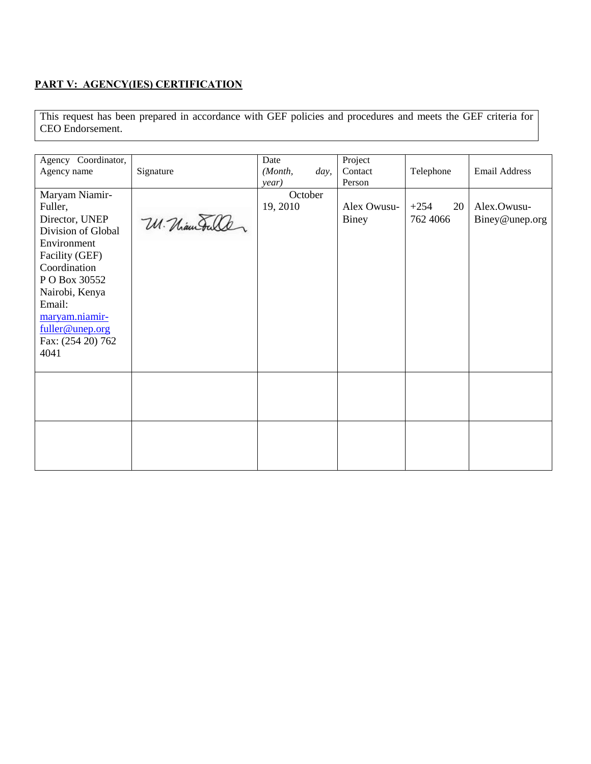## **PART V: AGENCY(IES) CERTIFICATION**

This request has been prepared in accordance with GEF policies and procedures and meets the GEF criteria for CEO Endorsement.

| Agency Coordinator, Agency name | Signature | Date *(Month, day, year)* | Project Contact Person | Telephone | Email Address |
|---|---|---|---|---|---|
| Maryam Niamir-Fuller, Director, UNEP Division of Global Environment Facility (GEF) Coordination P O Box 30552 Nairobi, Kenya Email: maryam.niamir-fuller@unep.org Fax: (254 20) 762 4041 | | October 19, 2010 | Alex Owusu-Biney | +254 20 762 4066 | Alex.Owusu-Biney@unep.org |
| | | | | | |
| | | | | | |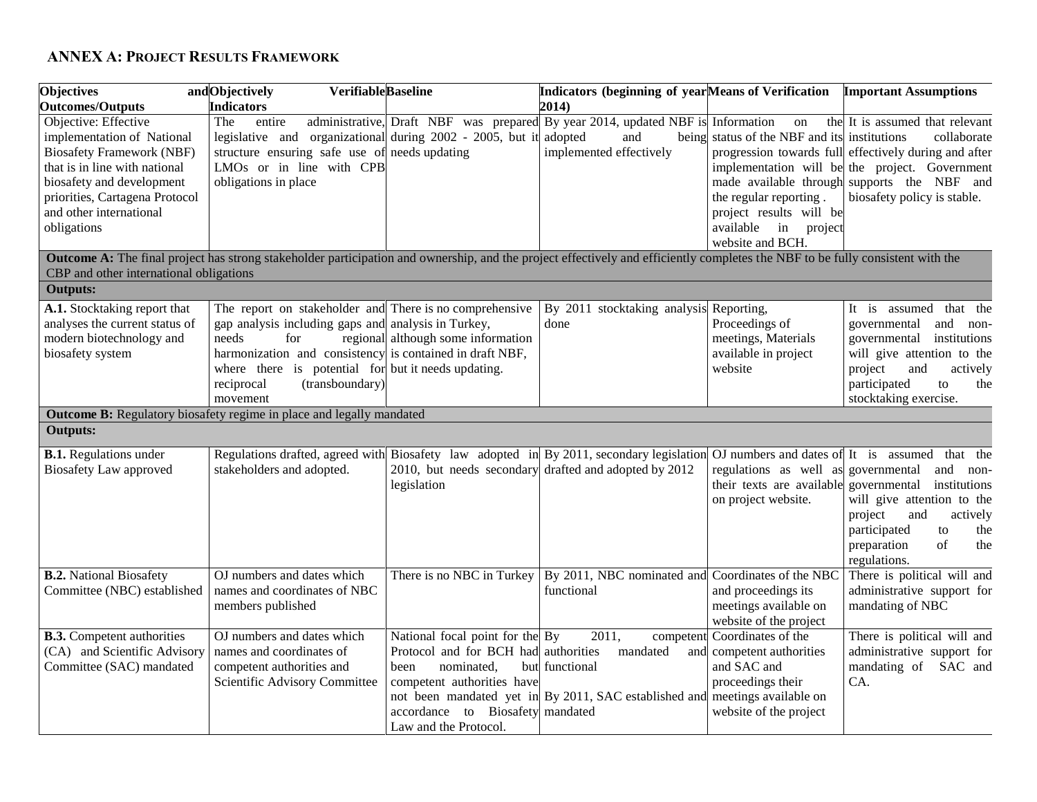## ANNEX A: Project Results Framework

| Objectives and Outcomes/Outputs | Objectively Verifiable Indicators | Baseline | Indicators (beginning of year 2014) | Means of Verification | Important Assumptions |
|---|---|---|---|---|---|
| Objective: Effective implementation of National Biosafety Framework (NBF) that is in line with national biosafety and development priorities, Cartagena Protocol and other international obligations | The entire administrative, legislative and organizational structure ensuring safe use of LMOs or in line with CPB obligations in place | Draft NBF was prepared during 2002 - 2005, but it needs updating | By year 2014, updated NBF is adopted and being implemented effectively | Information on the status of the NBF and its progression towards full implementation will be made available through the regular reporting . project results will be available in project website and BCH. | It is assumed that relevant institutions collaborate effectively during and after the project. Government supports the NBF and biosafety policy is stable. |
| **Outcome A:** The final project has strong stakeholder participation and ownership, and the project effectively and efficiently completes the NBF to be fully consistent with the CBP and other international obligations | | | | | |
| **Outputs:** | | | | | |
| **A.1.** Stocktaking report that analyses the current status of modern biotechnology and biosafety system | The report on stakeholder and gap analysis including gaps and needs for regional harmonization and consistency where there is potential for reciprocal (transboundary) movement | There is no comprehensive analysis in Turkey, although some information is contained in draft NBF, but it needs updating. | By 2011 stocktaking analysis done | Reporting, Proceedings of meetings, Materials available in project website | It is assumed that the governmental and non-governmental institutions will give attention to the project and actively participated to the stocktaking exercise. |
| **Outcome B:** Regulatory biosafety regime in place and legally mandated | | | | | |
| **Outputs:** | | | | | |
| **B.1.** Regulations under Biosafety Law approved | Regulations drafted, agreed with stakeholders and adopted. | Biosafety law adopted in 2010, but needs secondary legislation | By 2011, secondary legislation drafted and adopted by 2012 | OJ numbers and dates of regulations as well as their texts are available on project website. | It is assumed that the governmental and non-governmental institutions will give attention to the project and actively participated to the preparation of the regulations. |
| **B.2.** National Biosafety Committee (NBC) established | OJ numbers and dates which names and coordinates of NBC members published | There is no NBC in Turkey | By 2011, NBC nominated and functional | Coordinates of the NBC and proceedings its meetings available on website of the project | There is political will and administrative support for mandating of NBC |
| **B.3.** Competent authorities (CA) and Scientific Advisory Committee (SAC) mandated | OJ numbers and dates which names and coordinates of competent authorities and Scientific Advisory Committee | National focal point for the Protocol and for BCH had been nominated, but competent authorities have not been mandated yet in accordance to Biosafety Law and the Protocol. | By 2011, competent authorities mandated and functional<br>By 2011, SAC established and mandated | Coordinates of the competent authorities and SAC and proceedings their meetings available on website of the project | There is political will and administrative support for mandating of SAC and CA. |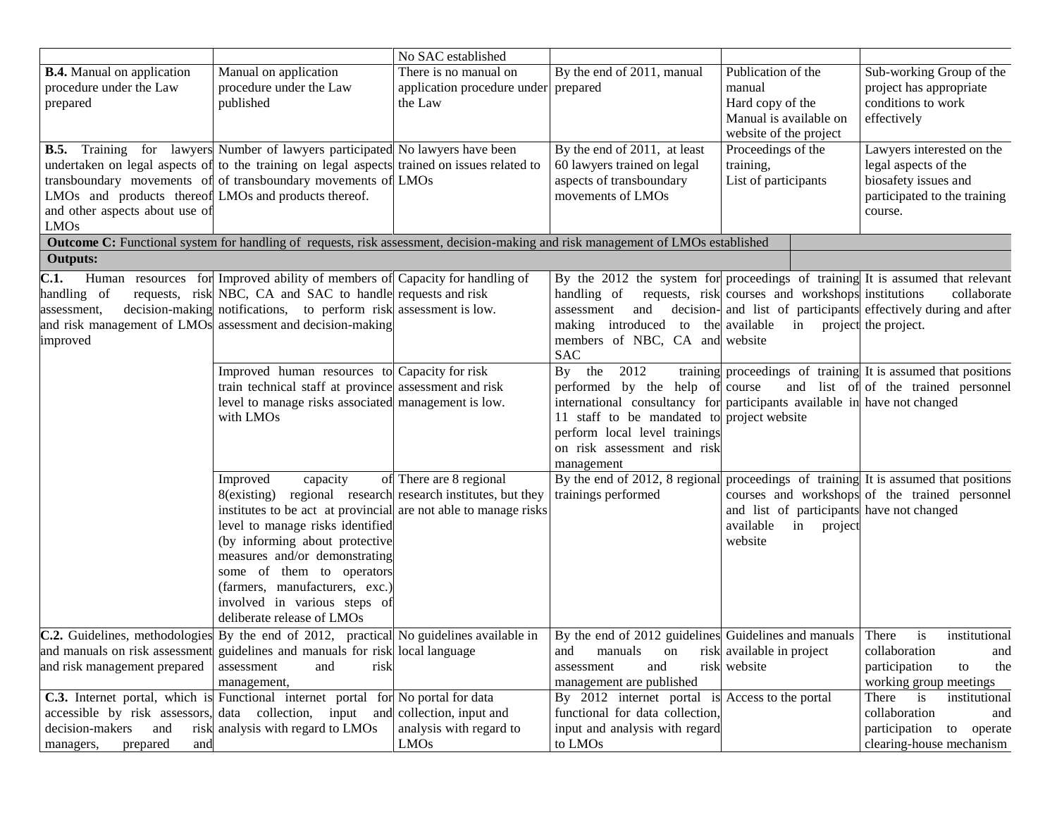| | | | | | |
|---|---|---|---|---|---|
| | | No SAC established | | | |
| **B.4.** Manual on application procedure under the Law prepared | Manual on application procedure under the Law published | There is no manual on application procedure under the Law | By the end of 2011, manual prepared | Publication of the manual Hard copy of the Manual is available on website of the project | Sub-working Group of the project has appropriate conditions to work effectively |
| **B.5.** Training for lawyers undertaken on legal aspects of transboundary movements of LMOs and products thereof and other aspects about use of LMOs | Number of lawyers participated to the training on legal aspects of transboundary movements of LMOs and products thereof. | No lawyers have been trained on issues related to LMOs | By the end of 2011, at least 60 lawyers trained on legal aspects of transboundary movements of LMOs | Proceedings of the training, List of participants | Lawyers interested on the legal aspects of the biosafety issues and participated to the training course. |
| **Outcome C:** Functional system for handling of requests, risk assessment, decision-making and risk management of LMOs established | | | | | |
| **Outputs:** | | | | | |
| **C.1.** Human resources for handling of requests, risk assessment, decision-making and risk management of LMOs improved | Improved ability of members of NBC, CA and SAC to handle notifications, to perform risk assessment and decision-making | Capacity for handling of requests and risk assessment is low. | By the 2012 the system for handling of requests, risk assessment and decision-making introduced to the members of NBC, CA and SAC | proceedings of training courses and workshops and list of participants available in project website | It is assumed that relevant institutions collaborate effectively during and after the project. |
| | Improved human resources to train technical staff at province level to manage risks associated with LMOs | Capacity for risk assessment and risk management is low. | By the 2012 training performed by the help of international consultancy for 11 staff to be mandated to perform local level trainings on risk assessment and risk management | proceedings of training course and list of participants available in project website | It is assumed that positions of the trained personnel have not changed |
| | Improved capacity of 8(existing) regional research institutes to be act at provincial level to manage risks identified (by informing about protective measures and/or demonstrating some of them to operators (farmers, manufacturers, exc.) involved in various steps of deliberate release of LMOs | There are 8 regional research institutes, but they are not able to manage risks | By the end of 2012, 8 regional trainings performed | proceedings of training courses and workshops and list of participants available in project website | It is assumed that positions of the trained personnel have not changed |
| **C.2.** Guidelines, methodologies and manuals on risk assessment and risk management prepared | By the end of 2012, practical guidelines and manuals for risk assessment and risk management, | No guidelines available in local language | By the end of 2012 guidelines and manuals on risk assessment and risk management are published | Guidelines and manuals available in project website | There is institutional collaboration and participation to the working group meetings |
| **C.3.** Internet portal, which is accessible by risk assessors, decision-makers and risk managers, prepared and | Functional internet portal for data collection, input and analysis with regard to LMOs | No portal for data collection, input and analysis with regard to LMOs | By 2012 internet portal is functional for data collection, input and analysis with regard to LMOs | Access to the portal | There is institutional collaboration and participation to operate clearing-house mechanism |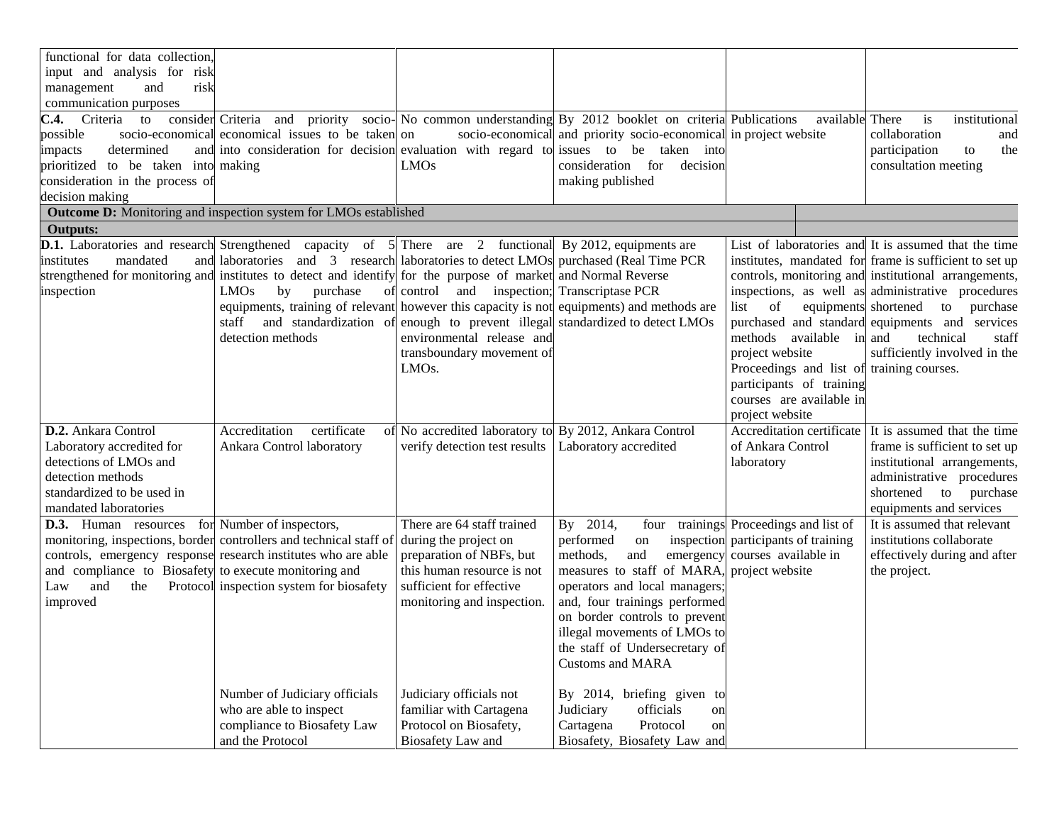| | | | | | |
|---|---|---|---|---|---|
| functional for data collection, input and analysis for risk management and risk communication purposes | | | | | |
| **C.4.** Criteria to consider possible socio-economical impacts determined and prioritized to be taken into consideration in the process of decision making | Criteria and priority socio-economical issues to be taken into consideration for decision making | No common understanding on socio-economical evaluation with regard to LMOs | By 2012 booklet on criteria and priority socio-economical issues to be taken into consideration for decision making published | Publications available in project website | There is institutional collaboration and participation to the consultation meeting |
| **Outcome D:** Monitoring and inspection system for LMOs established | | | | | |
| **Outputs:** | | | | | |
| **D.1.** Laboratories and research institutes mandated and strengthened for monitoring and inspection | Strengthened capacity of 5 laboratories and 3 research institutes to detect and identify LMOs by purchase of equipments, training of relevant staff and standardization of detection methods | There are 2 functional laboratories to detect LMOs for the purpose of market control and inspection; however this capacity is not enough to prevent illegal environmental release and transboundary movement of LMOs. | By 2012, equipments are purchased (Real Time PCR and Normal Reverse Transcriptase PCR equipments) and methods are standardized to detect LMOs | List of laboratories and institutes, mandated for controls, monitoring and inspections, as well as list of equipments purchased and standard methods available in project website<br>Proceedings and list of participants of training courses are available in project website | It is assumed that the time frame is sufficient to set up institutional arrangements, administrative procedures shortened to purchase equipments and services and technical staff sufficiently involved in the training courses. |
| **D.2.** Ankara Control Laboratory accredited for detections of LMOs and detection methods standardized to be used in mandated laboratories | Accreditation certificate of Ankara Control laboratory | No accredited laboratory to verify detection test results | By 2012, Ankara Control Laboratory accredited | Accreditation certificate of Ankara Control laboratory | It is assumed that the time frame is sufficient to set up institutional arrangements, administrative procedures shortened to purchase equipments and services |
| **D.3.** Human resources for monitoring, inspections, border controls, emergency response and compliance to Biosafety Law and the Protocol improved | Number of inspectors, controllers and technical staff of research institutes who are able to execute monitoring and inspection system for biosafety | There are 64 staff trained during the project on preparation of NBFs, but this human resource is not sufficient for effective monitoring and inspection. | By 2014, four trainings performed on inspection methods, and emergency measures to staff of MARA, operators and local managers; and, four trainings performed on border controls to prevent illegal movements of LMOs to the staff of Undersecretary of Customs and MARA | Proceedings and list of participants of training courses available in project website | It is assumed that relevant institutions collaborate effectively during and after the project. |
| | Number of Judiciary officials who are able to inspect compliance to Biosafety Law and the Protocol | Judiciary officials not familiar with Cartagena Protocol on Biosafety, Biosafety Law and | By 2014, briefing given to Judiciary officials on Cartagena Protocol on Biosafety, Biosafety Law and | | |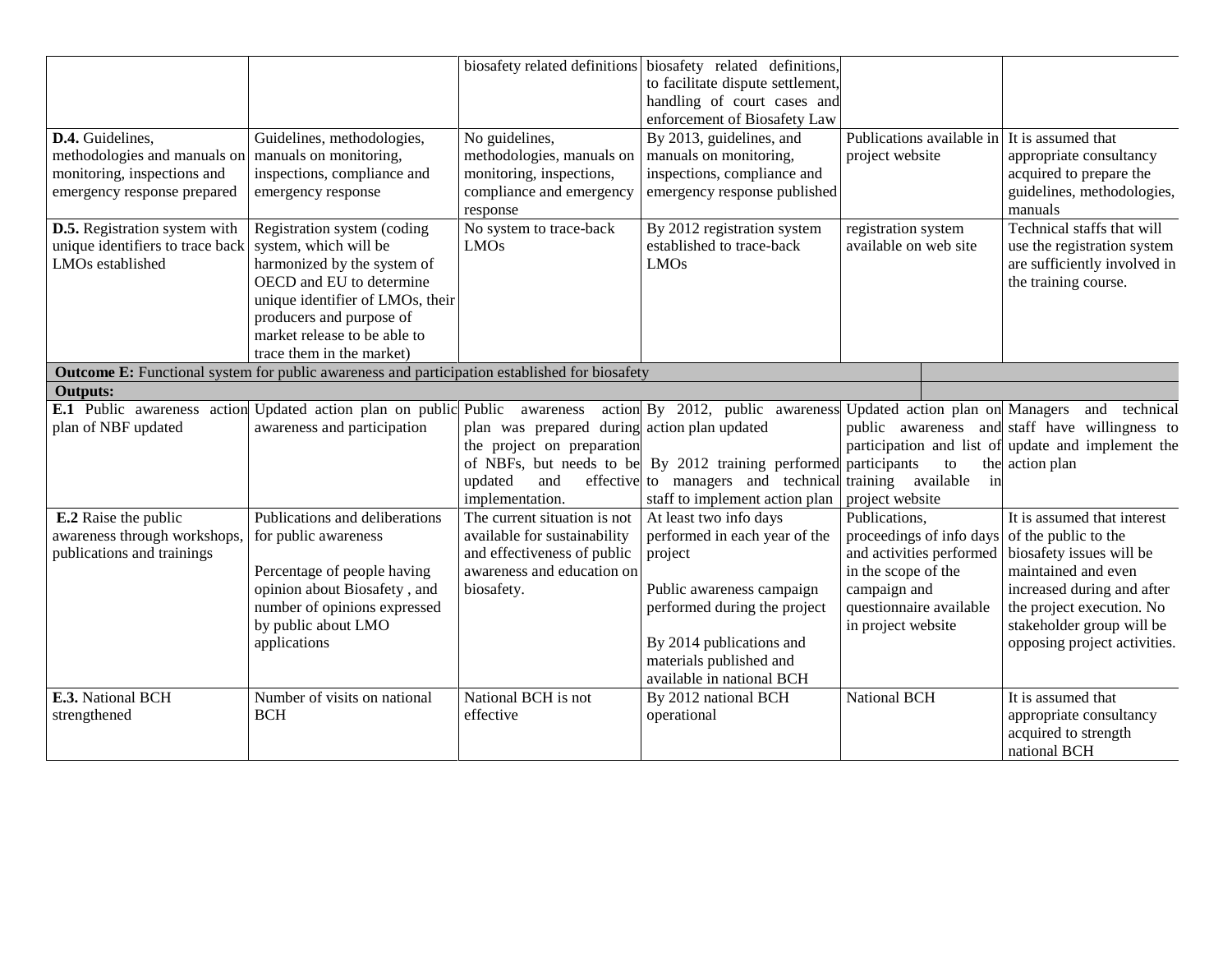| | | | | | |
|---|---|---|---|---|---|
| | | biosafety related definitions | biosafety related definitions, to facilitate dispute settlement, handling of court cases and enforcement of Biosafety Law | | |
| **D.4.** Guidelines, methodologies and manuals on monitoring, inspections and emergency response prepared | Guidelines, methodologies, manuals on monitoring, inspections, compliance and emergency response | No guidelines, methodologies, manuals on monitoring, inspections, compliance and emergency response | By 2013, guidelines, and manuals on monitoring, inspections, compliance and emergency response published | Publications available in project website | It is assumed that appropriate consultancy acquired to prepare the guidelines, methodologies, manuals |
| **D.5.** Registration system with unique identifiers to trace back LMOs established | Registration system (coding system, which will be harmonized by the system of OECD and EU to determine unique identifier of LMOs, their producers and purpose of market release to be able to trace them in the market) | No system to trace-back LMOs | By 2012 registration system established to trace-back LMOs | registration system available on web site | Technical staffs that will use the registration system are sufficiently involved in the training course. |
| **Outcome E:** Functional system for public awareness and participation established for biosafety | | | | | |
| **Outputs:** | | | | | |
| **E.1** Public awareness action plan of NBF updated | Updated action plan on public awareness and participation | Public awareness action plan was prepared during the project on preparation of NBFs, but needs to be updated and effective implementation. | By 2012, public awareness action plan updated<br><br>By 2012 training performed to managers and technical staff to implement action plan | Updated action plan on public awareness and participation and list of participants to the training available in project website | Managers and technical staff have willingness to update and implement the action plan |
| **E.2** Raise the public awareness through workshops, publications and trainings | Publications and deliberations for public awareness<br><br>Percentage of people having opinion about Biosafety , and number of opinions expressed by public about LMO applications | The current situation is not available for sustainability and effectiveness of public awareness and education on biosafety. | At least two info days performed in each year of the project<br><br>Public awareness campaign performed during the project<br><br>By 2014 publications and materials published and available in national BCH | Publications, proceedings of info days and activities performed in the scope of the campaign and questionnaire available in project website | It is assumed that interest of the public to the biosafety issues will be maintained and even increased during and after the project execution. No stakeholder group will be opposing project activities. |
| **E.3.** National BCH strengthened | Number of visits on national BCH | National BCH is not effective | By 2012 national BCH operational | National BCH | It is assumed that appropriate consultancy acquired to strength national BCH |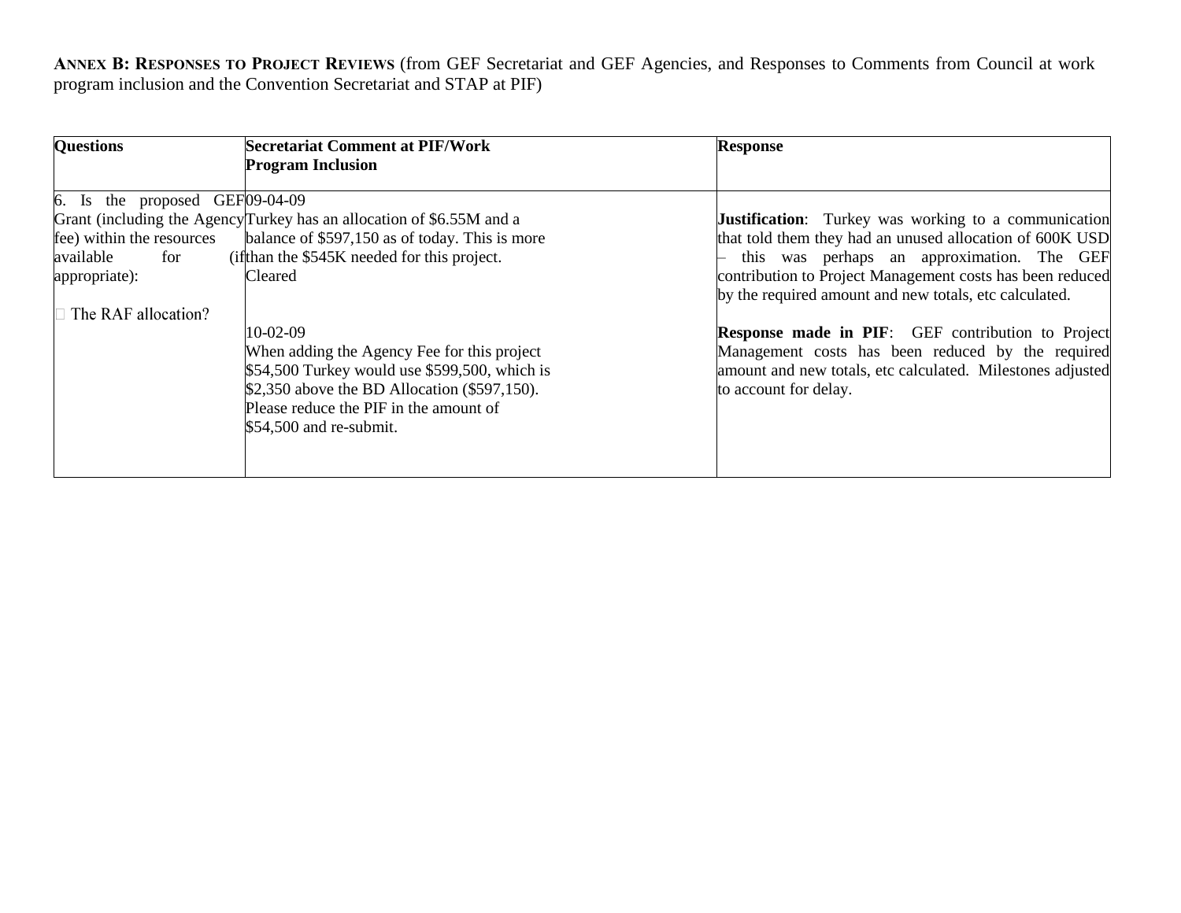**ANNEX B: RESPONSES TO PROJECT REVIEWS** (from GEF Secretariat and GEF Agencies, and Responses to Comments from Council at work program inclusion and the Convention Secretariat and STAP at PIF)

| Questions | Secretariat Comment at PIF/Work Program Inclusion | Response |
|---|---|---|
| 6. Is the proposed GEF Grant (including the Agency fee) within the resources available for (if appropriate):<br><br>□ The RAF allocation? | 09-04-09<br>Turkey has an allocation of $6.55M and a balance of $597,150 as of today. This is more than the $545K needed for this project.<br>Cleared<br><br>10-02-09<br>When adding the Agency Fee for this project $54,500 Turkey would use $599,500, which is $2,350 above the BD Allocation ($597,150). Please reduce the PIF in the amount of $54,500 and re-submit. | **Justification**: Turkey was working to a communication that told them they had an unused allocation of 600K USD – this was perhaps an approximation. The GEF contribution to Project Management costs has been reduced by the required amount and new totals, etc calculated.<br><br>**Response made in PIF**: GEF contribution to Project Management costs has been reduced by the required amount and new totals, etc calculated. Milestones adjusted to account for delay. |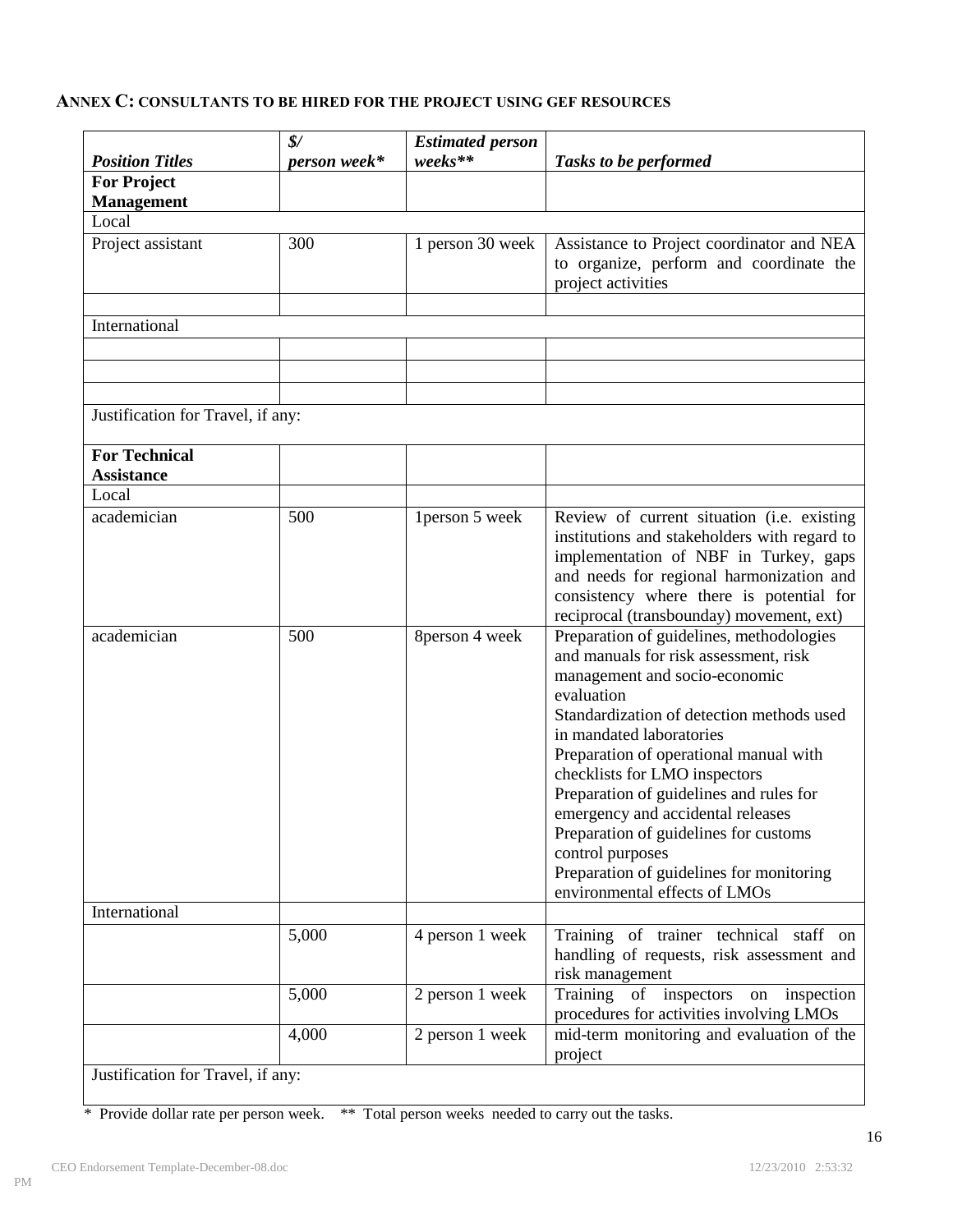## ANNEX C: CONSULTANTS TO BE HIRED FOR THE PROJECT USING GEF RESOURCES

| *Position Titles* | *$/ person week** | *Estimated person weeks*** | *Tasks to be performed* |
|---|---|---|---|
| **For Project Management** | | | |
| Local | | | |
| Project assistant | 300 | 1 person 30 week | Assistance to Project coordinator and NEA to organize, perform and coordinate the project activities |
| | | | |
| International | | | |
| | | | |
| | | | |
| | | | |
| Justification for Travel, if any: | | | |
| **For Technical Assistance** | | | |
| Local | | | |
| academician | 500 | 1person 5 week | Review of current situation (i.e. existing institutions and stakeholders with regard to implementation of NBF in Turkey, gaps and needs for regional harmonization and consistency where there is potential for reciprocal (transbounday) movement, ext) |
| academician | 500 | 8person 4 week | Preparation of guidelines, methodologies and manuals for risk assessment, risk management and socio-economic evaluation<br>Standardization of detection methods used in mandated laboratories<br>Preparation of operational manual with checklists for LMO inspectors<br>Preparation of guidelines and rules for emergency and accidental releases<br>Preparation of guidelines for customs control purposes<br>Preparation of guidelines for monitoring environmental effects of LMOs |
| International | | | |
| | 5,000 | 4 person 1 week | Training of trainer technical staff on handling of requests, risk assessment and risk management |
| | 5,000 | 2 person 1 week | Training of inspectors on inspection procedures for activities involving LMOs |
| | 4,000 | 2 person 1 week | mid-term monitoring and evaluation of the project |
| Justification for Travel, if any: | | | |

\* Provide dollar rate per person week. ** Total person weeks needed to carry out the tasks.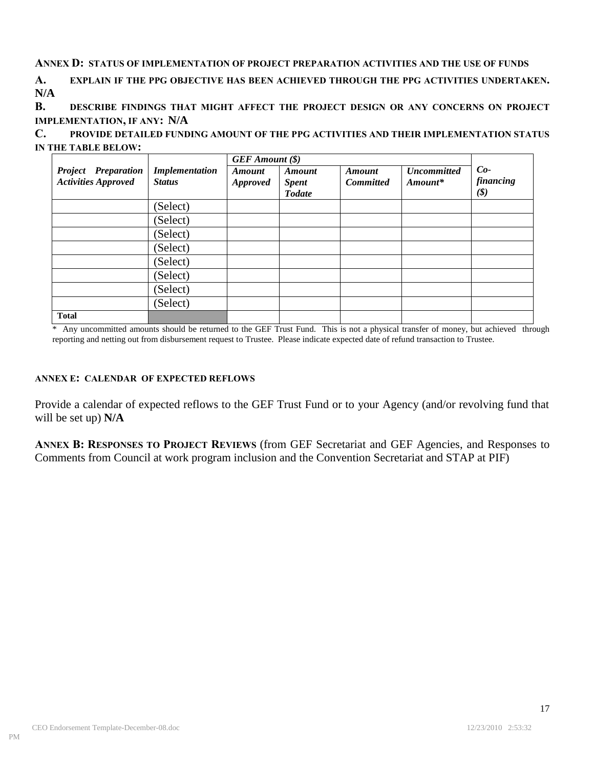**ANNEX D: STATUS OF IMPLEMENTATION OF PROJECT PREPARATION ACTIVITIES AND THE USE OF FUNDS**

**A. EXPLAIN IF THE PPG OBJECTIVE HAS BEEN ACHIEVED THROUGH THE PPG ACTIVITIES UNDERTAKEN. N/A**

**B. DESCRIBE FINDINGS THAT MIGHT AFFECT THE PROJECT DESIGN OR ANY CONCERNS ON PROJECT IMPLEMENTATION, IF ANY: N/A**

**C. PROVIDE DETAILED FUNDING AMOUNT OF THE PPG ACTIVITIES AND THEIR IMPLEMENTATION STATUS IN THE TABLE BELOW:**

| *Project Preparation Activities Approved* | *Implementation Status* | *GEF Amount ($)* | | | | *Co-financing ($)* |
|---|---|---|---|---|---|---|
| | | *Amount Approved* | *Amount Spent Todate* | *Amount Committed* | *Uncommitted Amount** | |
| | (Select) | | | | | |
| | (Select) | | | | | |
| | (Select) | | | | | |
| | (Select) | | | | | |
| | (Select) | | | | | |
| | (Select) | | | | | |
| | (Select) | | | | | |
| | (Select) | | | | | |
| **Total** | | | | | | |

* Any uncommitted amounts should be returned to the GEF Trust Fund. This is not a physical transfer of money, but achieved through reporting and netting out from disbursement request to Trustee. Please indicate expected date of refund transaction to Trustee.

**ANNEX E: CALENDAR OF EXPECTED REFLOWS**

Provide a calendar of expected reflows to the GEF Trust Fund or to your Agency (and/or revolving fund that will be set up) **N/A**

**ANNEX B: RESPONSES TO PROJECT REVIEWS** (from GEF Secretariat and GEF Agencies, and Responses to Comments from Council at work program inclusion and the Convention Secretariat and STAP at PIF)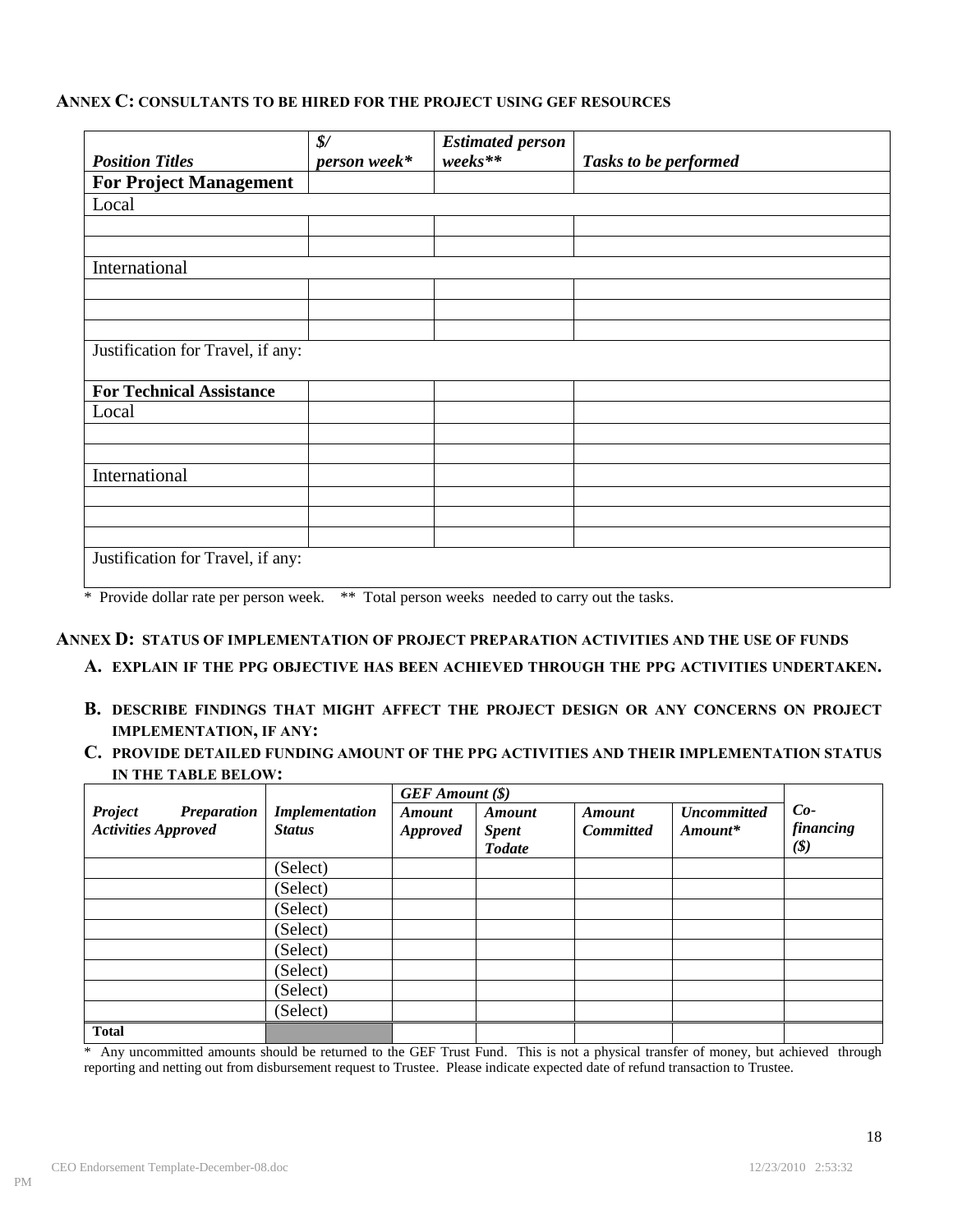### ANNEX C: CONSULTANTS TO BE HIRED FOR THE PROJECT USING GEF RESOURCES

| *Position Titles* | *$/ person week** | *Estimated person weeks*** | *Tasks to be performed* |
|---|---|---|---|
| **For Project Management** | | | |
| Local | | | |
| | | | |
| | | | |
| International | | | |
| | | | |
| | | | |
| | | | |
| Justification for Travel, if any: | | | |
| **For Technical Assistance** | | | |
| Local | | | |
| | | | |
| | | | |
| International | | | |
| | | | |
| | | | |
| | | | |
| Justification for Travel, if any: | | | |

\* Provide dollar rate per person week. ** Total person weeks needed to carry out the tasks.

### ANNEX D: STATUS OF IMPLEMENTATION OF PROJECT PREPARATION ACTIVITIES AND THE USE OF FUNDS

**A. EXPLAIN IF THE PPG OBJECTIVE HAS BEEN ACHIEVED THROUGH THE PPG ACTIVITIES UNDERTAKEN.**

**B. DESCRIBE FINDINGS THAT MIGHT AFFECT THE PROJECT DESIGN OR ANY CONCERNS ON PROJECT IMPLEMENTATION, IF ANY:**

**C. PROVIDE DETAILED FUNDING AMOUNT OF THE PPG ACTIVITIES AND THEIR IMPLEMENTATION STATUS IN THE TABLE BELOW:**

| *Project Preparation Activities Approved* | *Implementation Status* | *GEF Amount ($)* | | | | *Co-financing ($)* |
|---|---|---|---|---|---|---|
| | | *Amount Approved* | *Amount Spent Todate* | *Amount Committed* | *Uncommitted Amount** | |
| | (Select) | | | | | |
| | (Select) | | | | | |
| | (Select) | | | | | |
| | (Select) | | | | | |
| | (Select) | | | | | |
| | (Select) | | | | | |
| | (Select) | | | | | |
| | (Select) | | | | | |
| **Total** | | | | | | |

\* Any uncommitted amounts should be returned to the GEF Trust Fund. This is not a physical transfer of money, but achieved through reporting and netting out from disbursement request to Trustee. Please indicate expected date of refund transaction to Trustee.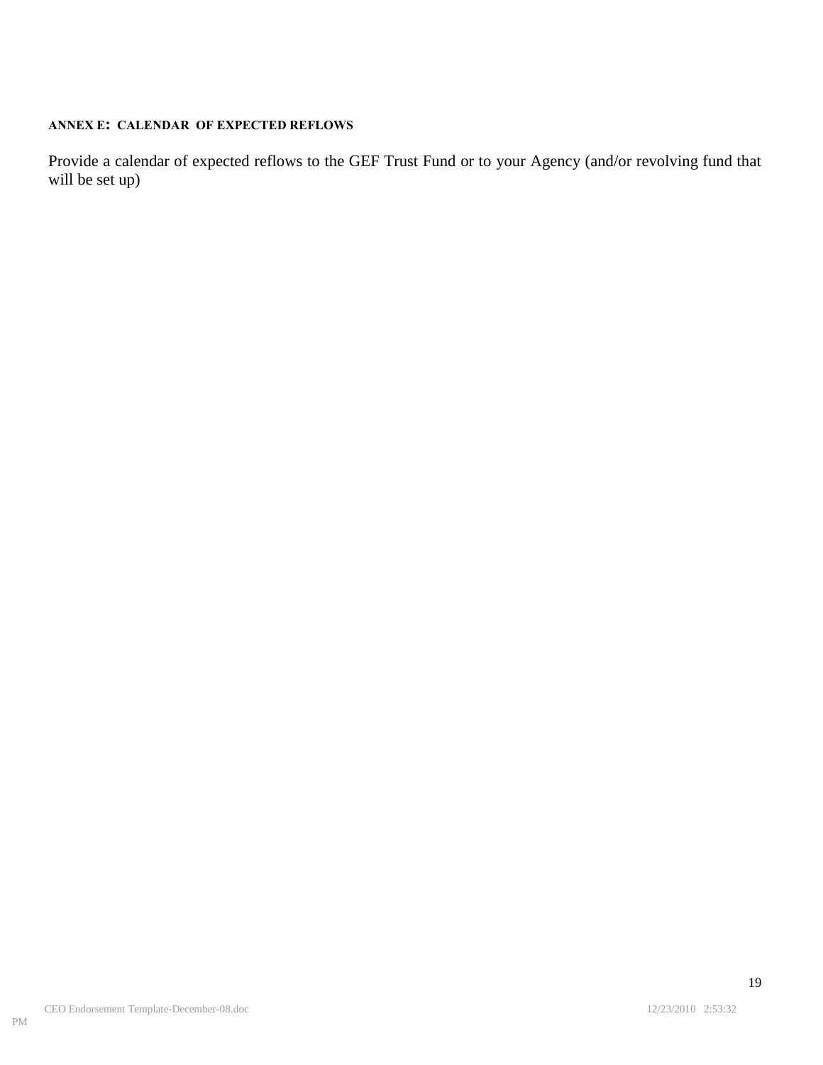### ANNEX E: CALENDAR OF EXPECTED REFLOWS

Provide a calendar of expected reflows to the GEF Trust Fund or to your Agency (and/or revolving fund that will be set up)